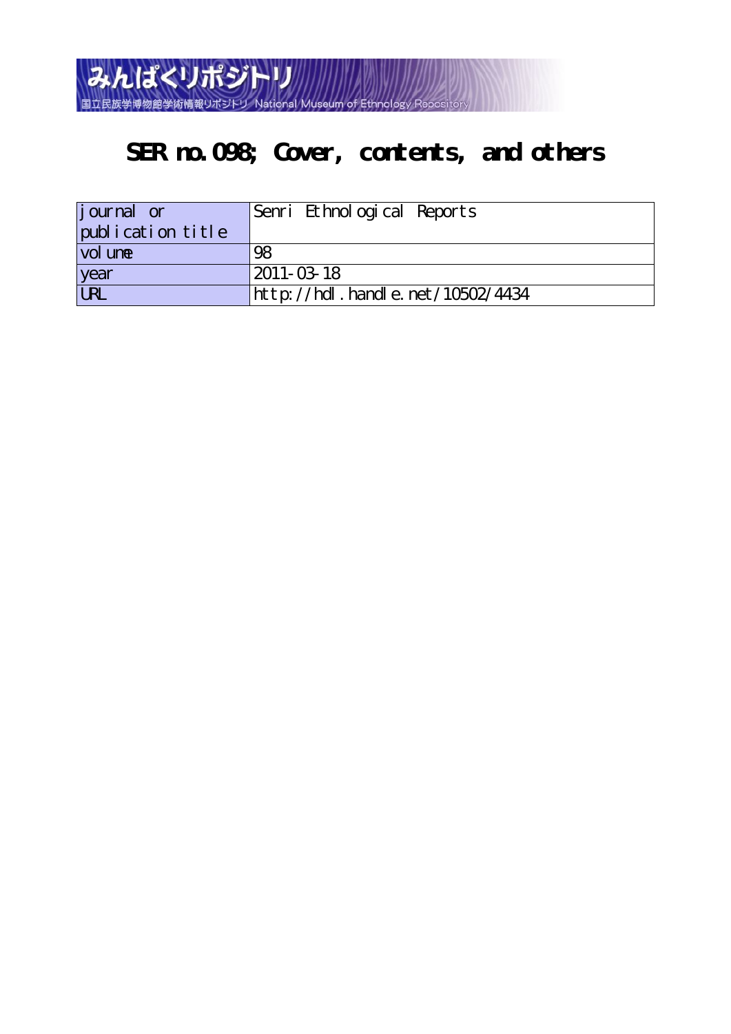# SER no.098; Cover, contents, and others

| | |
|---|---|
| journal or publication title | Senri Ethnological Reports |
| volume | 98 |
| year | 2011-03-18 |
| URL | http://hdl.handle.net/10502/4434 |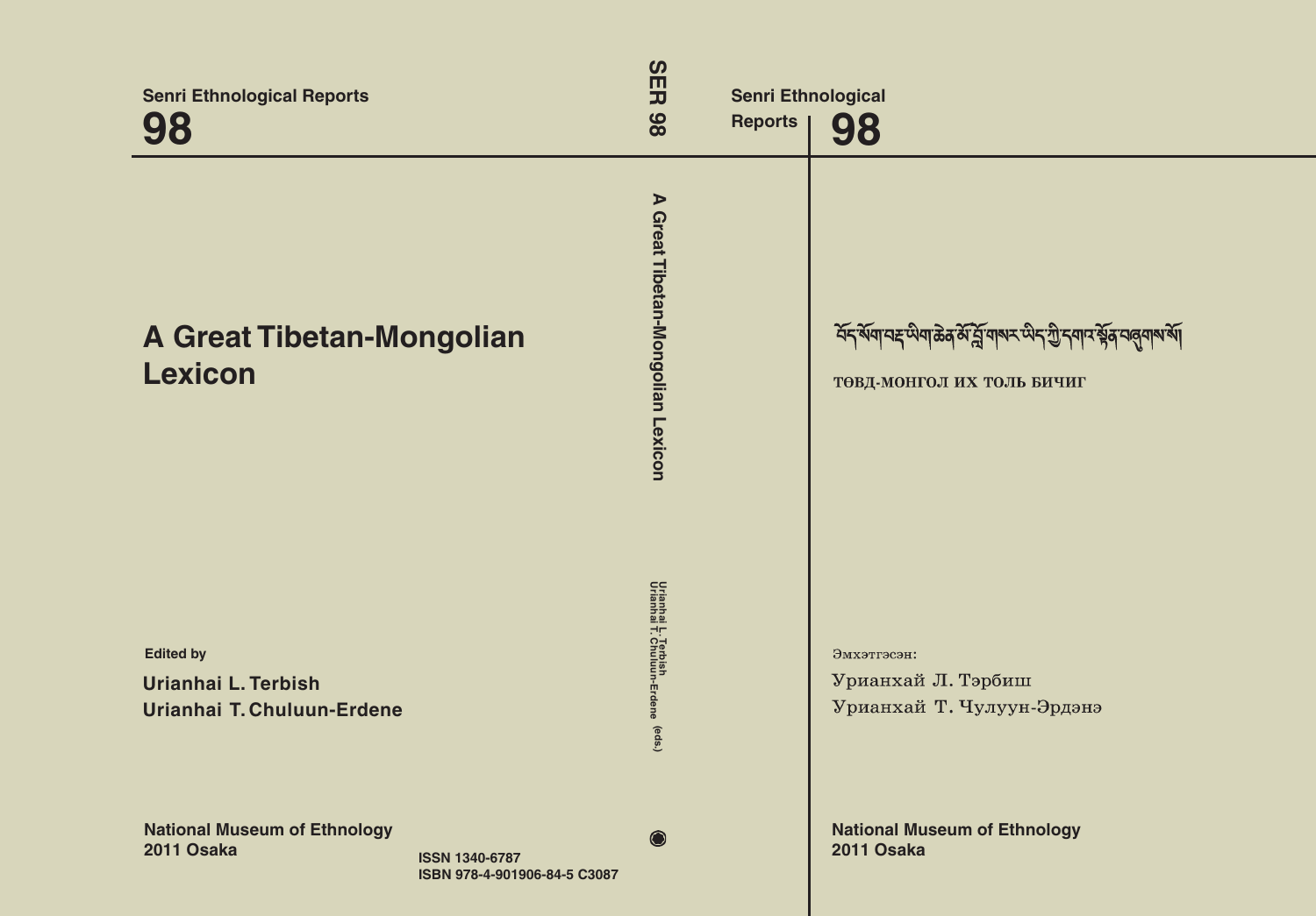Senri Ethnological Reports

# 98

## A Great Tibetan-Mongolian Lexicon

Edited by

**Urianhai L. Terbish**

**Urianhai T. Chuluun-Erdene**

National Museum of Ethnology
2011 Osaka

ISSN 1340-6787
ISBN 978-4-901906-84-5 C3087

SER 98

A Great Tibetan-Mongolian Lexicon

Urianhai L. Terbish
Urianhai T. Chuluun-Erdene (eds.)

Senri Ethnological Reports

# 98

## བོད་སོག་བརྡ་ཡིག་ཆེན་མོ་བློ་གསར་ཡིད་ཀྱི་དགའ་སྟོན་བཞུགས་སོ།

ТӨВД-МОНГОЛ ИХ ТОЛЬ БИЧИГ

Эмхэтгэсэн:

Урианхай Л. Тэрбиш

Урианхай Т. Чулуун-Эрдэнэ

National Museum of Ethnology
2011 Osaka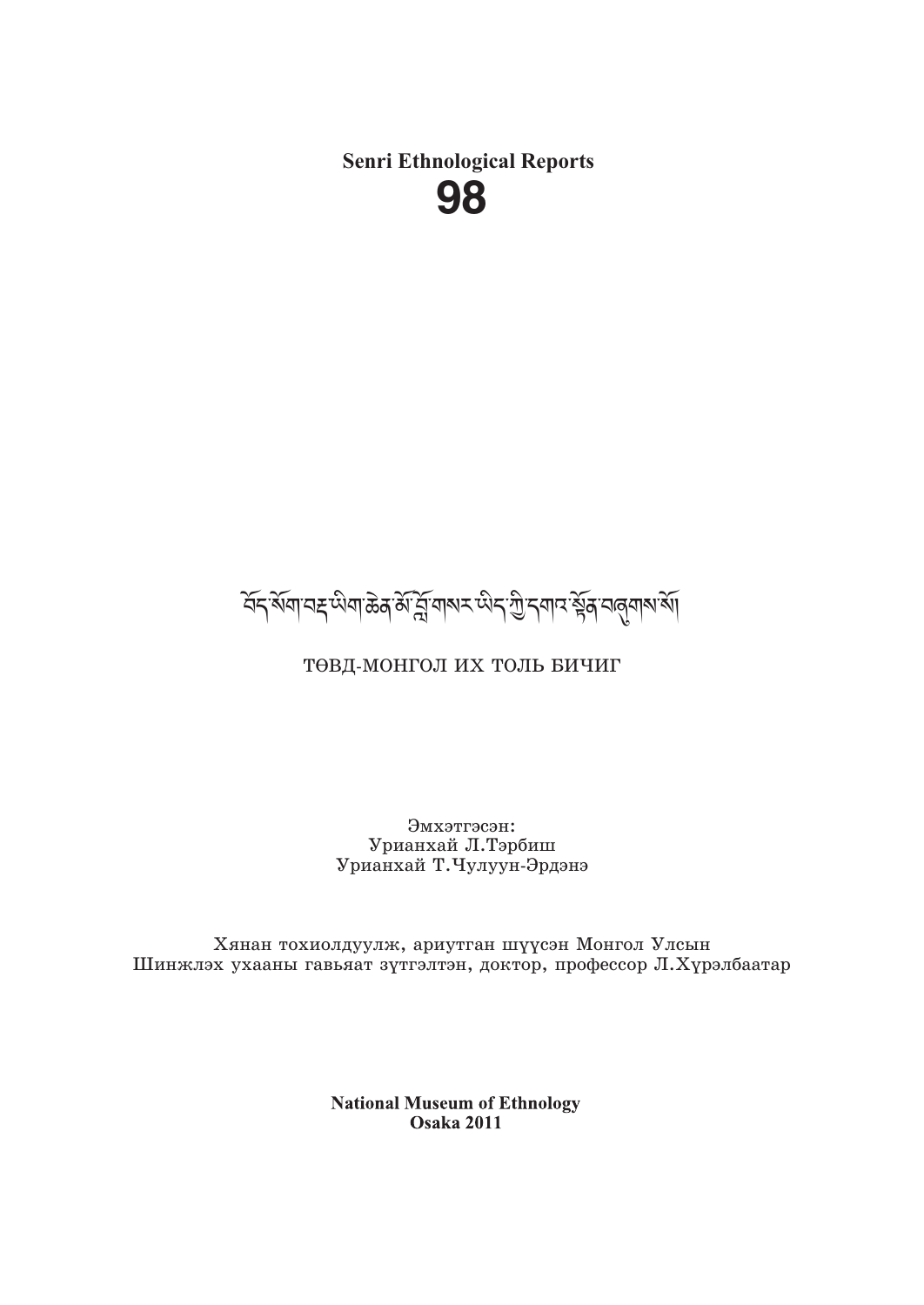**Senri Ethnological Reports**

# 98

# བོད་སོག་བརྡ་ཡིག་ཆེན་མོ་བློ་གསར་ཡིད་ཀྱི་དགའ་སྟོན་བཞུགས་སོ།

## ТӨВД-МОНГОЛ ИХ ТОЛЬ БИЧИГ

Эмхэтгэсэн:
Урианхай Л.Тэрбиш
Урианхай Т.Чулуун-Эрдэнэ

Хянан тохиолдуулж, ариутган шүүсэн Монгол Улсын
Шинжлэх ухааны гавьяат зүтгэлтэн, доктор, профессор Л.Хүрэлбаатар

**National Museum of Ethnology**
**Osaka 2011**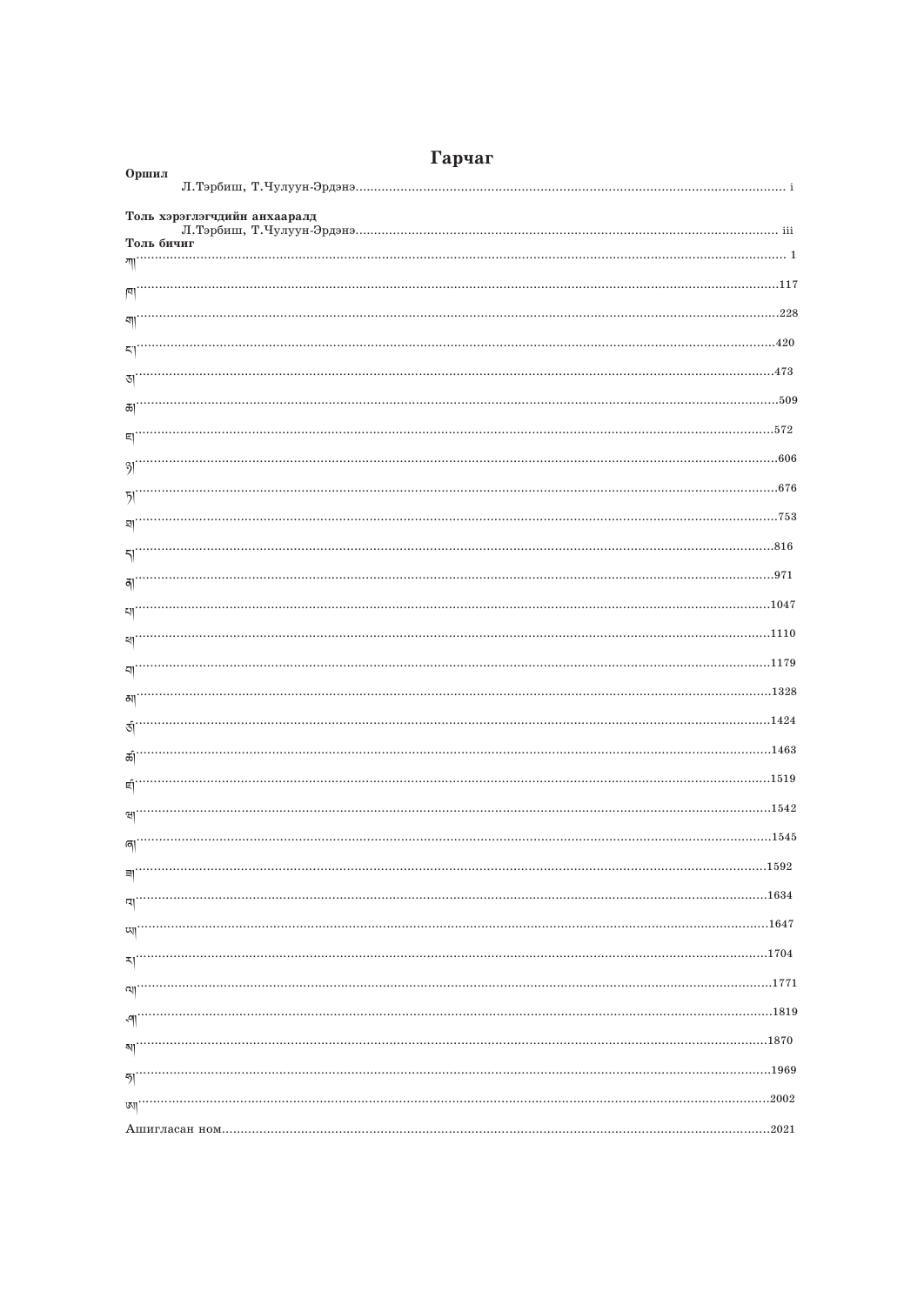# Гарчаг

**Оршил**

Л.Тэрбиш, Т.Чулуун-Эрдэнэ.................................................................................................................. i

**Толь хэрэглэгчдийн анхааралд**

Л.Тэрбиш, Т.Чулуун-Эрдэнэ.................................................................................................................. iii

**Толь бичиг**

ཀ།.................................................................................................................................................. 1

ཁ།..................................................................................................................................................117

ག།..................................................................................................................................................228

ང།..................................................................................................................................................420

ཅ།..................................................................................................................................................473

ཆ།..................................................................................................................................................509

ཇ།..................................................................................................................................................572

ཉ།..................................................................................................................................................606

ཏ།..................................................................................................................................................676

ཐ།..................................................................................................................................................753

ད།..................................................................................................................................................816

ན།..................................................................................................................................................971

པ།..................................................................................................................................................1047

ཕ།..................................................................................................................................................1110

བ།..................................................................................................................................................1179

མ།..................................................................................................................................................1328

ཙ།..................................................................................................................................................1424

ཚ།..................................................................................................................................................1463

ཛ།..................................................................................................................................................1519

ཝ།..................................................................................................................................................1542

ཞ།..................................................................................................................................................1545

ཟ།..................................................................................................................................................1592

འ།..................................................................................................................................................1634

ཡ།..................................................................................................................................................1647

ར།..................................................................................................................................................1704

ལ།..................................................................................................................................................1771

ཤ།..................................................................................................................................................1819

ས།..................................................................................................................................................1870

ཧ།..................................................................................................................................................1969

ཨ།..................................................................................................................................................2002

Ашигласан ном..................................................................................................................................2021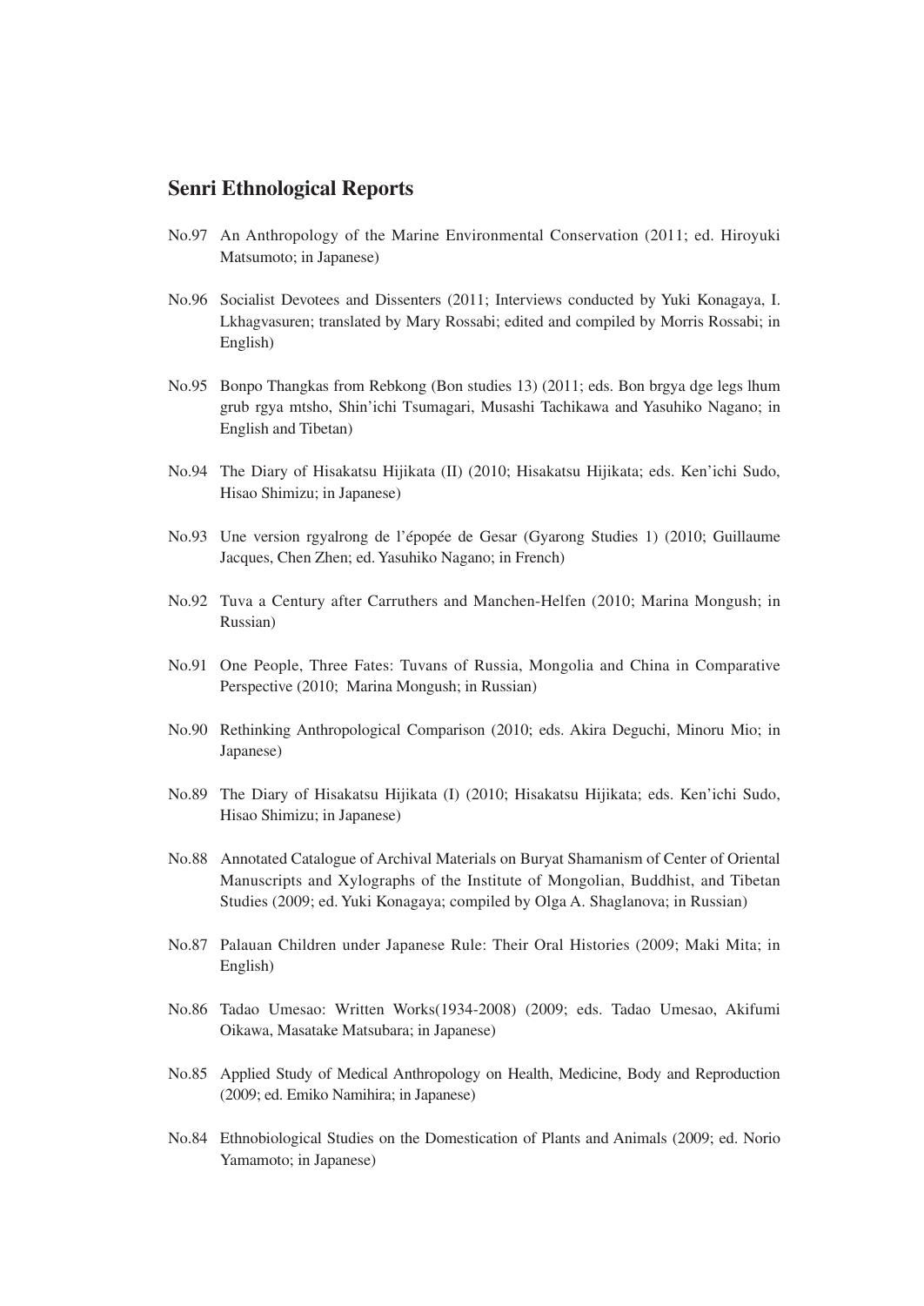## Senri Ethnological Reports

No.97 An Anthropology of the Marine Environmental Conservation (2011; ed. Hiroyuki Matsumoto; in Japanese)

No.96 Socialist Devotees and Dissenters (2011; Interviews conducted by Yuki Konagaya, I. Lkhagvasuren; translated by Mary Rossabi; edited and compiled by Morris Rossabi; in English)

No.95 Bonpo Thangkas from Rebkong (Bon studies 13) (2011; eds. Bon brgya dge legs lhum grub rgya mtsho, Shin'ichi Tsumagari, Musashi Tachikawa and Yasuhiko Nagano; in English and Tibetan)

No.94 The Diary of Hisakatsu Hijikata (II) (2010; Hisakatsu Hijikata; eds. Ken'ichi Sudo, Hisao Shimizu; in Japanese)

No.93 Une version rgyalrong de l'épopée de Gesar (Gyarong Studies 1) (2010; Guillaume Jacques, Chen Zhen; ed. Yasuhiko Nagano; in French)

No.92 Tuva a Century after Carruthers and Manchen-Helfen (2010; Marina Mongush; in Russian)

No.91 One People, Three Fates: Tuvans of Russia, Mongolia and China in Comparative Perspective (2010; Marina Mongush; in Russian)

No.90 Rethinking Anthropological Comparison (2010; eds. Akira Deguchi, Minoru Mio; in Japanese)

No.89 The Diary of Hisakatsu Hijikata (I) (2010; Hisakatsu Hijikata; eds. Ken'ichi Sudo, Hisao Shimizu; in Japanese)

No.88 Annotated Catalogue of Archival Materials on Buryat Shamanism of Center of Oriental Manuscripts and Xylographs of the Institute of Mongolian, Buddhist, and Tibetan Studies (2009; ed. Yuki Konagaya; compiled by Olga A. Shaglanova; in Russian)

No.87 Palauan Children under Japanese Rule: Their Oral Histories (2009; Maki Mita; in English)

No.86 Tadao Umesao: Written Works(1934-2008) (2009; eds. Tadao Umesao, Akifumi Oikawa, Masatake Matsubara; in Japanese)

No.85 Applied Study of Medical Anthropology on Health, Medicine, Body and Reproduction (2009; ed. Emiko Namihira; in Japanese)

No.84 Ethnobiological Studies on the Domestication of Plants and Animals (2009; ed. Norio Yamamoto; in Japanese)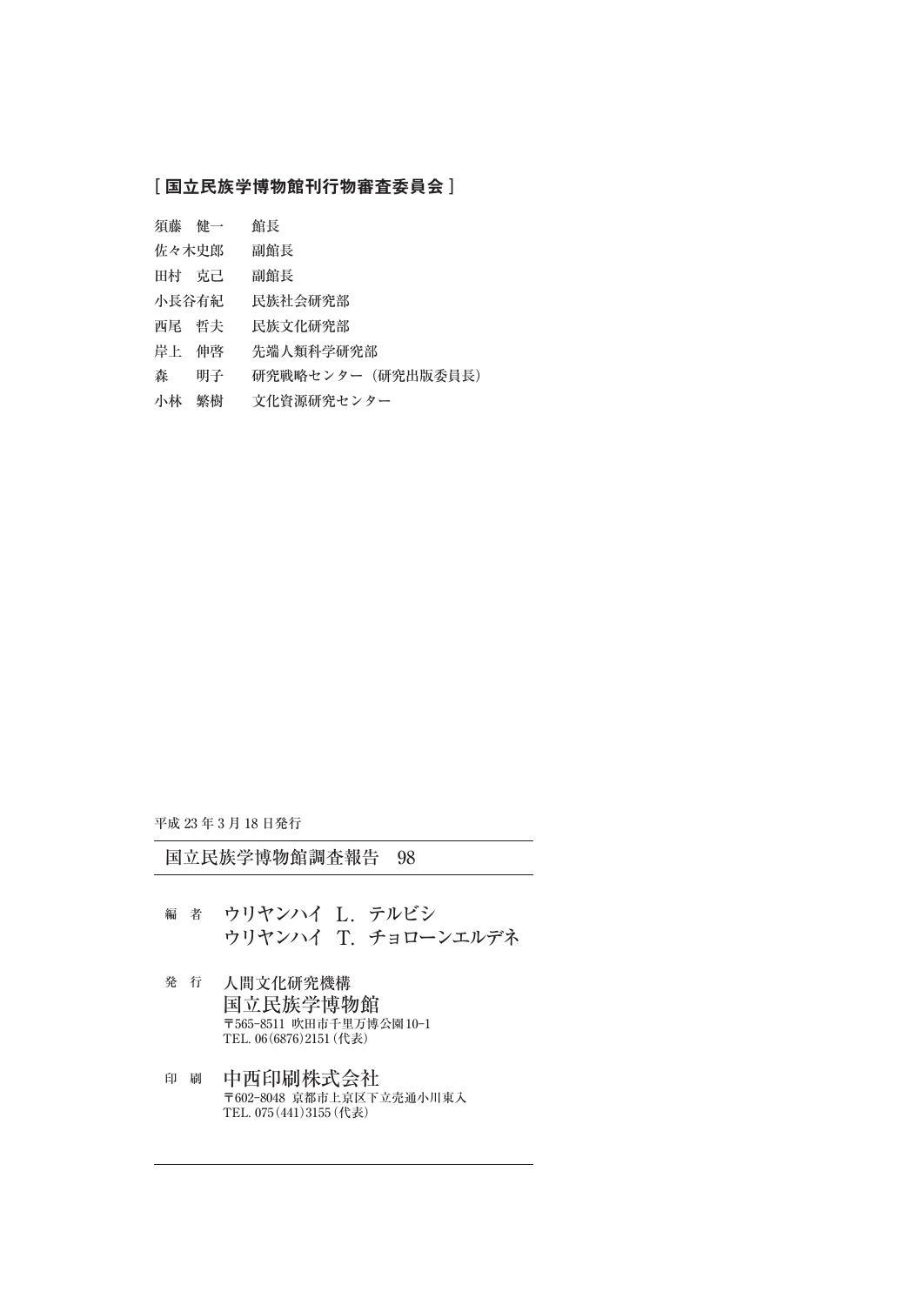**[ 国立民族学博物館刊行物審査委員会 ]**

| | |
|---|---|
| 須藤　健一 | 館長 |
| 佐々木史郎 | 副館長 |
| 田村　克己 | 副館長 |
| 小長谷有紀 | 民族社会研究部 |
| 西尾　哲夫 | 民族文化研究部 |
| 岸上　伸啓 | 先端人類科学研究部 |
| 森　　明子 | 研究戦略センター（研究出版委員長） |
| 小林　繁樹 | 文化資源研究センター |

平成 23 年 3 月 18 日発行

国立民族学博物館調査報告　98

編　者　ウリヤンハイ L．テルビシ
　　　　ウリヤンハイ T．チョローンエルデネ

発　行　人間文化研究機構
　　　　国立民族学博物館
　　　　〒565-8511 吹田市千里万博公園10-1
　　　　TEL. 06(6876)2151(代表)

印　刷　中西印刷株式会社
　　　　〒602-8048 京都市上京区下立売通小川東入
　　　　TEL. 075(441)3155(代表)